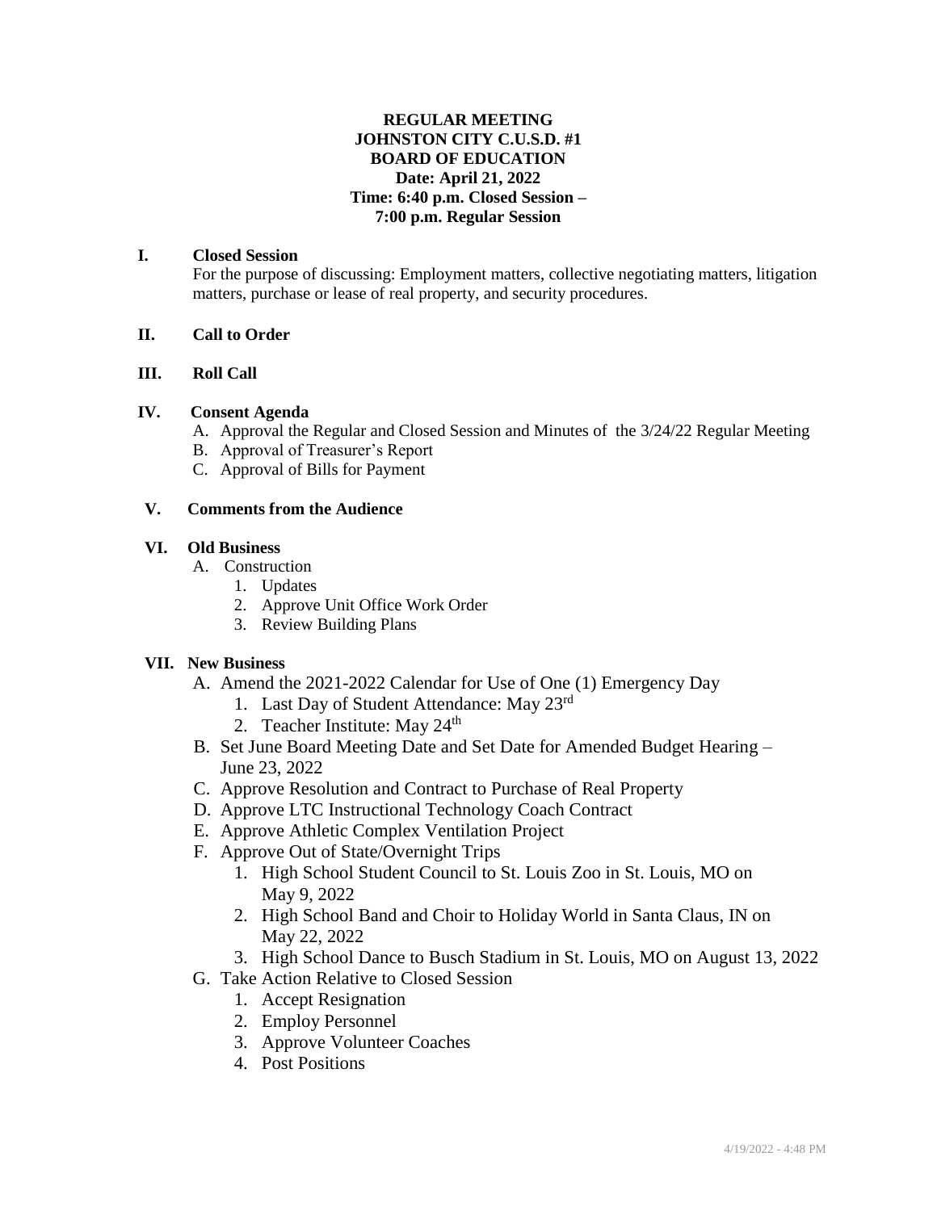**REGULAR MEETING**
**JOHNSTON CITY C.U.S.D. #1**
**BOARD OF EDUCATION**
**Date: April 21, 2022**
**Time: 6:40 p.m. Closed Session –**
**7:00 p.m. Regular Session**

**I. Closed Session**

For the purpose of discussing: Employment matters, collective negotiating matters, litigation matters, purchase or lease of real property, and security procedures.

**II. Call to Order**

**III. Roll Call**

**IV. Consent Agenda**

A. Approval the Regular and Closed Session and Minutes of the 3/24/22 Regular Meeting
B. Approval of Treasurer's Report
C. Approval of Bills for Payment

**V. Comments from the Audience**

**VI. Old Business**

A. Construction
   1. Updates
   2. Approve Unit Office Work Order
   3. Review Building Plans

**VII. New Business**

A. Amend the 2021-2022 Calendar for Use of One (1) Emergency Day
   1. Last Day of Student Attendance: May 23rd
   2. Teacher Institute: May 24th
B. Set June Board Meeting Date and Set Date for Amended Budget Hearing – June 23, 2022
C. Approve Resolution and Contract to Purchase of Real Property
D. Approve LTC Instructional Technology Coach Contract
E. Approve Athletic Complex Ventilation Project
F. Approve Out of State/Overnight Trips
   1. High School Student Council to St. Louis Zoo in St. Louis, MO on May 9, 2022
   2. High School Band and Choir to Holiday World in Santa Claus, IN on May 22, 2022
   3. High School Dance to Busch Stadium in St. Louis, MO on August 13, 2022
G. Take Action Relative to Closed Session
   1. Accept Resignation
   2. Employ Personnel
   3. Approve Volunteer Coaches
   4. Post Positions

4/19/2022 - 4:48 PM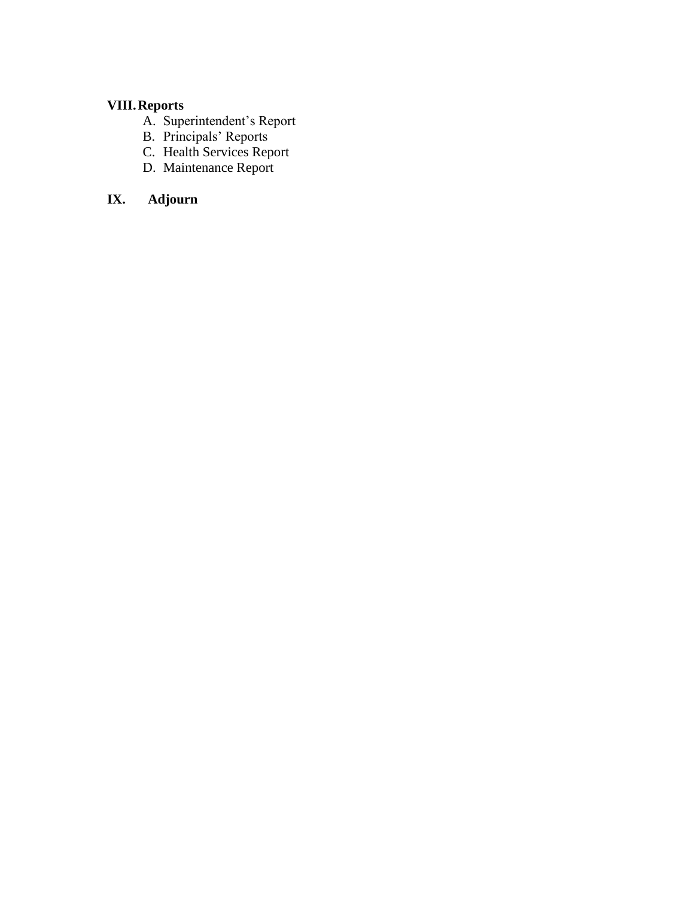**VIII. Reports**

A. Superintendent's Report
B. Principals' Reports
C. Health Services Report
D. Maintenance Report

**IX. Adjourn**